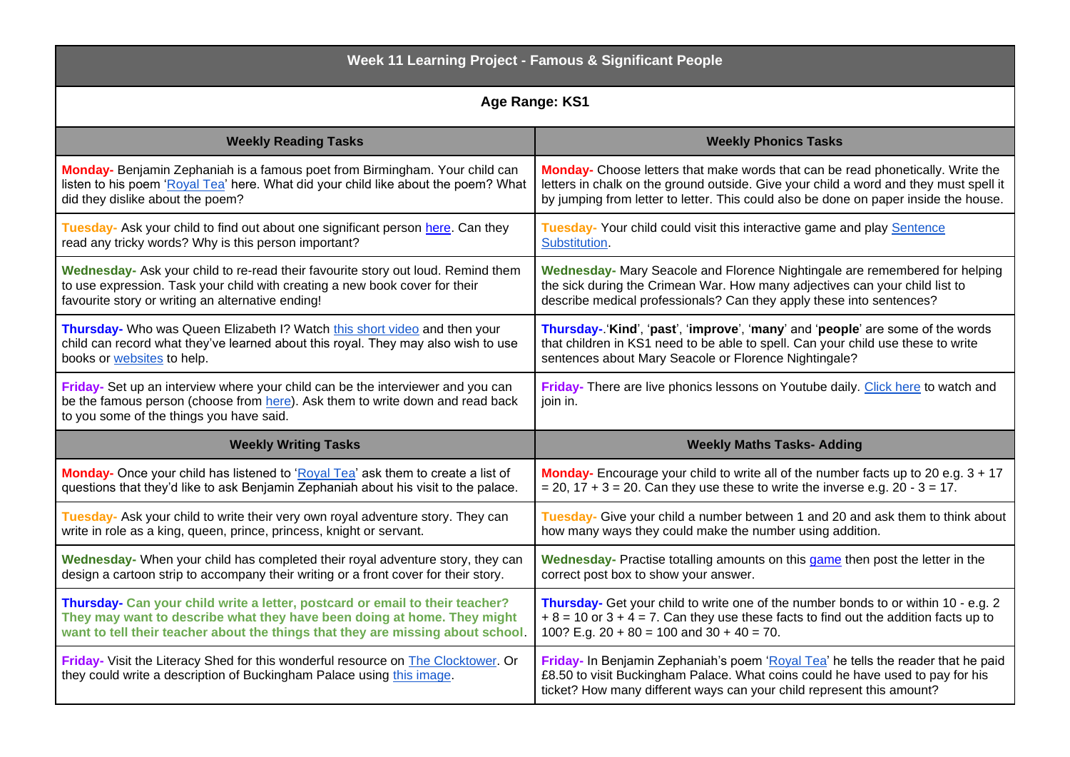| Week 11 Learning Project - Famous & Significant People | |
|---|---|
| **Age Range: KS1** | |
| **Weekly Reading Tasks** | **Weekly Phonics Tasks** |
| **Monday-** Benjamin Zephaniah is a famous poet from Birmingham. Your child can listen to his poem 'Royal Tea' here. What did your child like about the poem? What did they dislike about the poem? | **Monday-** Choose letters that make words that can be read phonetically. Write the letters in chalk on the ground outside. Give your child a word and they must spell it by jumping from letter to letter. This could also be done on paper inside the house. |
| **Tuesday-** Ask your child to find out about one significant person here. Can they read any tricky words? Why is this person important? | **Tuesday-** Your child could visit this interactive game and play Sentence Substitution. |
| **Wednesday-** Ask your child to re-read their favourite story out loud. Remind them to use expression. Task your child with creating a new book cover for their favourite story or writing an alternative ending! | **Wednesday-** Mary Seacole and Florence Nightingale are remembered for helping the sick during the Crimean War. How many adjectives can your child list to describe medical professionals? Can they apply these into sentences? |
| **Thursday-** Who was Queen Elizabeth I? Watch this short video and then your child can record what they've learned about this royal. They may also wish to use books or websites to help. | **Thursday-**.'**Kind**', '**past**', '**improve**', '**many**' and '**people**' are some of the words that children in KS1 need to be able to spell. Can your child use these to write sentences about Mary Seacole or Florence Nightingale? |
| **Friday-** Set up an interview where your child can be the interviewer and you can be the famous person (choose from here). Ask them to write down and read back to you some of the things you have said. | **Friday-** There are live phonics lessons on Youtube daily. Click here to watch and join in. |
| **Weekly Writing Tasks** | **Weekly Maths Tasks- Adding** |
| **Monday-** Once your child has listened to 'Royal Tea' ask them to create a list of questions that they'd like to ask Benjamin Zephaniah about his visit to the palace. | **Monday-** Encourage your child to write all of the number facts up to 20 e.g. 3 + 17 = 20, 17 + 3 = 20. Can they use these to write the inverse e.g. 20 - 3 = 17. |
| **Tuesday-** Ask your child to write their very own royal adventure story. They can write in role as a king, queen, prince, princess, knight or servant. | **Tuesday-** Give your child a number between 1 and 20 and ask them to think about how many ways they could make the number using addition. |
| **Wednesday-** When your child has completed their royal adventure story, they can design a cartoon strip to accompany their writing or a front cover for their story. | **Wednesday-** Practise totalling amounts on this game then post the letter in the correct post box to show your answer. |
| **Thursday- Can your child write a letter, postcard or email to their teacher? They may want to describe what they have been doing at home. They might want to tell their teacher about the things that they are missing about school**. | **Thursday-** Get your child to write one of the number bonds to or within 10 - e.g. 2 + 8 = 10 or 3 + 4 = 7. Can they use these facts to find out the addition facts up to 100? E.g. 20 + 80 = 100 and 30 + 40 = 70. |
| **Friday-** Visit the Literacy Shed for this wonderful resource on The Clocktower. Or they could write a description of Buckingham Palace using this image. | **Friday-** In Benjamin Zephaniah's poem 'Royal Tea' he tells the reader that he paid £8.50 to visit Buckingham Palace. What coins could he have used to pay for his ticket? How many different ways can your child represent this amount? |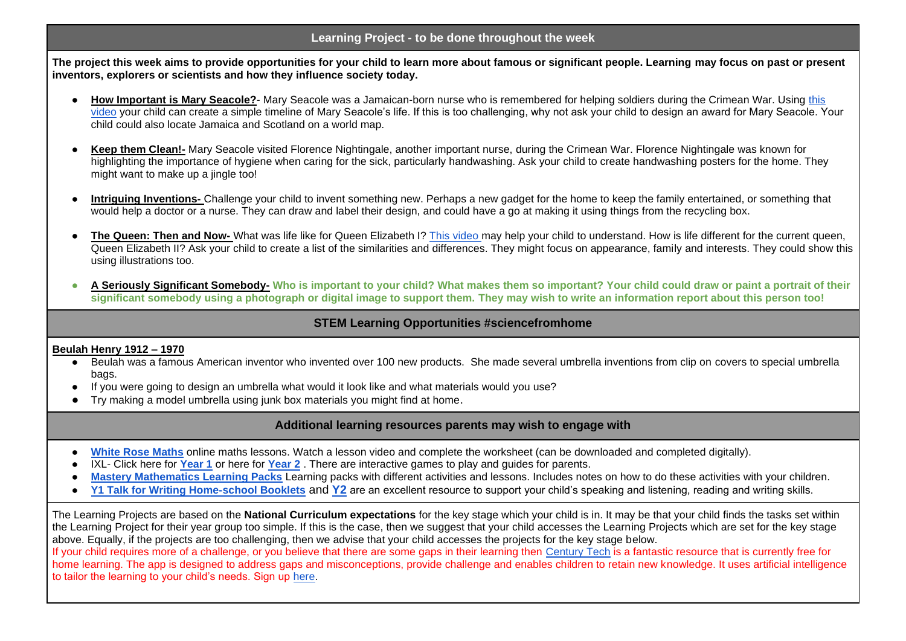## Learning Project - to be done throughout the week

**The project this week aims to provide opportunities for your child to learn more about famous or significant people. Learning may focus on past or present inventors, explorers or scientists and how they influence society today.**

- **How Important is Mary Seacole?**- Mary Seacole was a Jamaican-born nurse who is remembered for helping soldiers during the Crimean War. Using this video your child can create a simple timeline of Mary Seacole's life. If this is too challenging, why not ask your child to design an award for Mary Seacole. Your child could also locate Jamaica and Scotland on a world map.
- **Keep them Clean!-** Mary Seacole visited Florence Nightingale, another important nurse, during the Crimean War. Florence Nightingale was known for highlighting the importance of hygiene when caring for the sick, particularly handwashing. Ask your child to create handwashing posters for the home. They might want to make up a jingle too!
- **Intriguing Inventions-** Challenge your child to invent something new. Perhaps a new gadget for the home to keep the family entertained, or something that would help a doctor or a nurse. They can draw and label their design, and could have a go at making it using things from the recycling box.
- **The Queen: Then and Now-** What was life like for Queen Elizabeth I? This video may help your child to understand. How is life different for the current queen, Queen Elizabeth II? Ask your child to create a list of the similarities and differences. They might focus on appearance, family and interests. They could show this using illustrations too.
- **A Seriously Significant Somebody- Who is important to your child? What makes them so important? Your child could draw or paint a portrait of their significant somebody using a photograph or digital image to support them. They may wish to write an information report about this person too!**

## STEM Learning Opportunities #sciencefromhome

**Beulah Henry 1912 – 1970**

- Beulah was a famous American inventor who invented over 100 new products. She made several umbrella inventions from clip on covers to special umbrella bags.
- If you were going to design an umbrella what would it look like and what materials would you use?
- Try making a model umbrella using junk box materials you might find at home.

## Additional learning resources parents may wish to engage with

- **White Rose Maths** online maths lessons. Watch a lesson video and complete the worksheet (can be downloaded and completed digitally).
- IXL- Click here for **Year 1** or here for **Year 2** . There are interactive games to play and guides for parents.
- **Mastery Mathematics Learning Packs** Learning packs with different activities and lessons. Includes notes on how to do these activities with your children.
- **Y1 Talk for Writing Home-school Booklets** and **Y2** are an excellent resource to support your child's speaking and listening, reading and writing skills.

The Learning Projects are based on the **National Curriculum expectations** for the key stage which your child is in. It may be that your child finds the tasks set within the Learning Project for their year group too simple. If this is the case, then we suggest that your child accesses the Learning Projects which are set for the key stage above. Equally, if the projects are too challenging, then we advise that your child accesses the projects for the key stage below.
If your child requires more of a challenge, or you believe that there are some gaps in their learning then Century Tech is a fantastic resource that is currently free for home learning. The app is designed to address gaps and misconceptions, provide challenge and enables children to retain new knowledge. It uses artificial intelligence to tailor the learning to your child's needs. Sign up here.